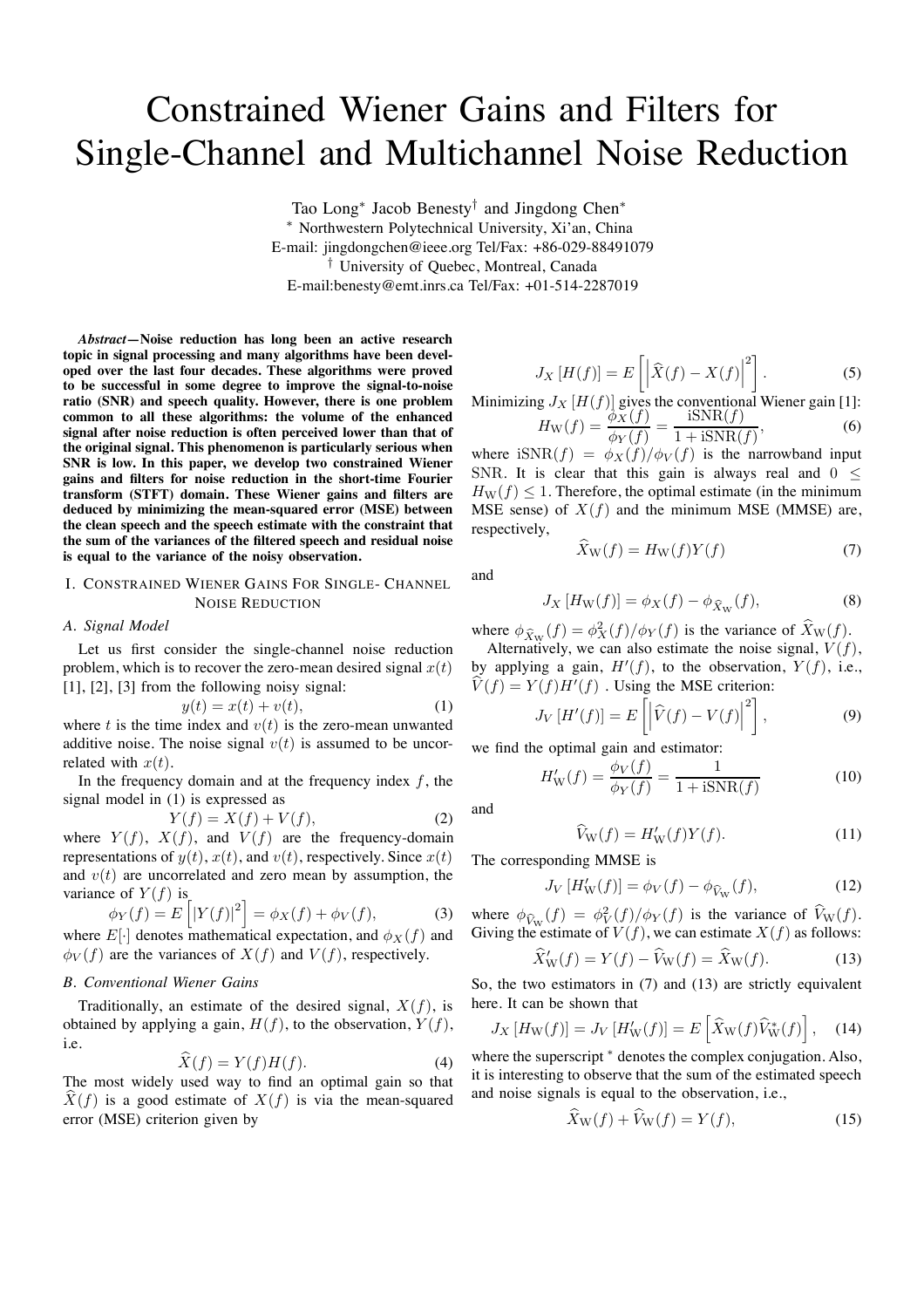# Constrained Wiener Gains and Filters for Single-Channel and Multichannel Noise Reduction

Tao Long* Jacob Benesty† and Jingdong Chen*

* Northwestern Polytechnical University, Xi'an, China
E-mail: jingdongchen@ieee.org Tel/Fax: +86-029-88491079
† University of Quebec, Montreal, Canada
E-mail:benesty@emt.inrs.ca Tel/Fax: +01-514-2287019

***Abstract*—Noise reduction has long been an active research topic in signal processing and many algorithms have been developed over the last four decades. These algorithms were proved to be successful in some degree to improve the signal-to-noise ratio (SNR) and speech quality. However, there is one problem common to all these algorithms: the volume of the enhanced signal after noise reduction is often perceived lower than that of the original signal. This phenomenon is particularly serious when SNR is low. In this paper, we develop two constrained Wiener gains and filters for noise reduction in the short-time Fourier transform (STFT) domain. These Wiener gains and filters are deduced by minimizing the mean-squared error (MSE) between the clean speech and the speech estimate with the constraint that the sum of the variances of the filtered speech and residual noise is equal to the variance of the noisy observation.**

## I. Constrained Wiener Gains For Single- Channel Noise Reduction

### A. Signal Model

Let us first consider the single-channel noise reduction problem, which is to recover the zero-mean desired signal $x(t)$ [1], [2], [3] from the following noisy signal:

$$y(t) = x(t) + v(t), \tag{1}$$

where $t$ is the time index and $v(t)$ is the zero-mean unwanted additive noise. The noise signal $v(t)$ is assumed to be uncorrelated with $x(t)$.

In the frequency domain and at the frequency index $f$, the signal model in (1) is expressed as

$$Y(f) = X(f) + V(f), \tag{2}$$

where $Y(f)$, $X(f)$, and $V(f)$ are the frequency-domain representations of $y(t)$, $x(t)$, and $v(t)$, respectively. Since $x(t)$ and $v(t)$ are uncorrelated and zero mean by assumption, the variance of $Y(f)$ is

$$\phi_Y(f) = E\left[|Y(f)|^2\right] = \phi_X(f) + \phi_V(f), \tag{3}$$

where $E[\cdot]$ denotes mathematical expectation, and $\phi_X(f)$ and $\phi_V(f)$ are the variances of $X(f)$ and $V(f)$, respectively.

### B. Conventional Wiener Gains

Traditionally, an estimate of the desired signal, $X(f)$, is obtained by applying a gain, $H(f)$, to the observation, $Y(f)$, i.e.

$$\widehat{X}(f) = Y(f)H(f). \tag{4}$$

The most widely used way to find an optimal gain so that $\widehat{X}(f)$ is a good estimate of $X(f)$ is via the mean-squared error (MSE) criterion given by

$$J_X\left[H(f)\right] = E\left[\left|\widehat{X}(f) - X(f)\right|^2\right]. \tag{5}$$

Minimizing $J_X\left[H(f)\right]$ gives the conventional Wiener gain [1]:

$$H_{\mathrm{W}}(f) = \frac{\phi_X(f)}{\phi_Y(f)} = \frac{\mathrm{iSNR}(f)}{1 + \mathrm{iSNR}(f)}, \tag{6}$$

where $\mathrm{iSNR}(f) = \phi_X(f)/\phi_V(f)$ is the narrowband input SNR. It is clear that this gain is always real and $0 \leq H_{\mathrm{W}}(f) \leq 1$. Therefore, the optimal estimate (in the minimum MSE sense) of $X(f)$ and the minimum MSE (MMSE) are, respectively,

$$\widehat{X}_{\mathrm{W}}(f) = H_{\mathrm{W}}(f)Y(f) \tag{7}$$

and

$$J_X\left[H_{\mathrm{W}}(f)\right] = \phi_X(f) - \phi_{\widehat{X}_{\mathrm{W}}}(f), \tag{8}$$

where $\phi_{\widehat{X}_{\mathrm{W}}}(f) = \phi_X^2(f)/\phi_Y(f)$ is the variance of $\widehat{X}_{\mathrm{W}}(f)$.

Alternatively, we can also estimate the noise signal, $V(f)$, by applying a gain, $H'(f)$, to the observation, $Y(f)$, i.e., $\widehat{V}(f) = Y(f)H'(f)$ . Using the MSE criterion:

$$J_V\left[H'(f)\right] = E\left[\left|\widehat{V}(f) - V(f)\right|^2\right], \tag{9}$$

we find the optimal gain and estimator:

$$H'_{\mathrm{W}}(f) = \frac{\phi_V(f)}{\phi_Y(f)} = \frac{1}{1 + \mathrm{iSNR}(f)} \tag{10}$$

and

$$\widehat{V}_{\mathrm{W}}(f) = H'_{\mathrm{W}}(f)Y(f). \tag{11}$$

The corresponding MMSE is

$$J_V\left[H'_{\mathrm{W}}(f)\right] = \phi_V(f) - \phi_{\widehat{V}_{\mathrm{W}}}(f), \tag{12}$$

where $\phi_{\widehat{V}_{\mathrm{W}}}(f) = \phi_V^2(f)/\phi_Y(f)$ is the variance of $\widehat{V}_{\mathrm{W}}(f)$. Giving the estimate of $V(f)$, we can estimate $X(f)$ as follows:

$$\widehat{X}'_{\mathrm{W}}(f) = Y(f) - \widehat{V}_{\mathrm{W}}(f) = \widehat{X}_{\mathrm{W}}(f). \tag{13}$$

So, the two estimators in (7) and (13) are strictly equivalent here. It can be shown that

$$J_X\left[H_{\mathrm{W}}(f)\right] = J_V\left[H'_{\mathrm{W}}(f)\right] = E\left[\widehat{X}_{\mathrm{W}}(f)\widehat{V}^*_{\mathrm{W}}(f)\right], \tag{14}$$

where the superscript $^*$ denotes the complex conjugation. Also, it is interesting to observe that the sum of the estimated speech and noise signals is equal to the observation, i.e.,

$$\widehat{X}_{\mathrm{W}}(f) + \widehat{V}_{\mathrm{W}}(f) = Y(f), \tag{15}$$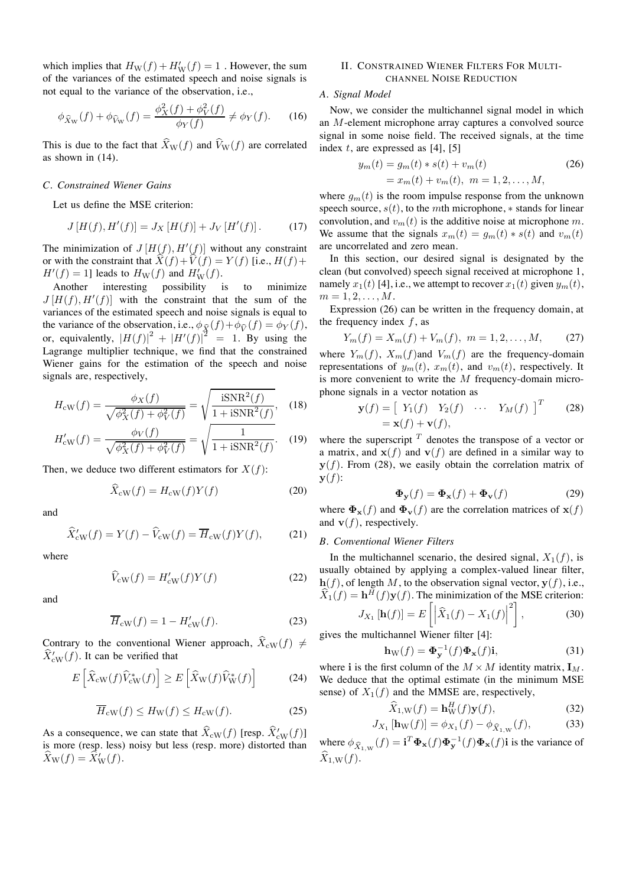which implies that $H_{\rm W}(f) + H'_{\rm W}(f) = 1$ . However, the sum of the variances of the estimated speech and noise signals is not equal to the variance of the observation, i.e.,

$$\phi_{\widehat{X}_{\rm W}}(f) + \phi_{\widehat{V}_{\rm W}}(f) = \frac{\phi_X^2(f) + \phi_V^2(f)}{\phi_Y(f)} \neq \phi_Y(f). \tag{16}$$

This is due to the fact that $\widehat{X}_{\rm W}(f)$ and $\widehat{V}_{\rm W}(f)$ are correlated as shown in (14).

### *C. Constrained Wiener Gains*

Let us define the MSE criterion:

$$J\left[H(f), H'(f)\right] = J_X\left[H(f)\right] + J_V\left[H'(f)\right]. \tag{17}$$

The minimization of $J\left[H(f), H'(f)\right]$ without any constraint or with the constraint that $\widehat{X}(f) + \widehat{V}(f) = Y(f)$ [i.e., $H(f) + H'(f) = 1$] leads to $H_{\rm W}(f)$ and $H'_{\rm W}(f)$.

Another interesting possibility is to minimize $J\left[H(f), H'(f)\right]$ with the constraint that the sum of the variances of the estimated speech and noise signals is equal to the variance of the observation, i.e., $\phi_{\widehat{X}}(f) + \phi_{\widehat{V}}(f) = \phi_Y(f)$, or, equivalently, $|H(f)|^2 + |H'(f)|^2 = 1$. By using the Lagrange multiplier technique, we find that the constrained Wiener gains for the estimation of the speech and noise signals are, respectively,

$$H_{\rm cW}(f) = \frac{\phi_X(f)}{\sqrt{\phi_X^2(f) + \phi_V^2(f)}} = \sqrt{\frac{{\rm iSNR}^2(f)}{1 + {\rm iSNR}^2(f)}}, \tag{18}$$

$$H'_{\rm cW}(f) = \frac{\phi_V(f)}{\sqrt{\phi_X^2(f) + \phi_V^2(f)}} = \sqrt{\frac{1}{1 + {\rm iSNR}^2(f)}}. \tag{19}$$

Then, we deduce two different estimators for $X(f)$:

$$\widehat{X}_{\rm cW}(f) = H_{\rm cW}(f) Y(f) \tag{20}$$

and

$$\widehat{X}'_{\rm cW}(f) = Y(f) - \widehat{V}_{\rm cW}(f) = \overline{H}_{\rm cW}(f) Y(f), \tag{21}$$

where

$$\widehat{V}_{\rm cW}(f) = H'_{\rm cW}(f) Y(f) \tag{22}$$

and

$$\overline{H}_{\rm cW}(f) = 1 - H'_{\rm cW}(f). \tag{23}$$

Contrary to the conventional Wiener approach, $\widehat{X}_{\rm cW}(f) \neq \widehat{X}'_{\rm cW}(f)$. It can be verified that

$$E\left[\widehat{X}_{\rm cW}(f)\widehat{V}^*_{\rm cW}(f)\right] \geq E\left[\widehat{X}_{\rm W}(f)\widehat{V}^*_{\rm W}(f)\right] \tag{24}$$

$$\overline{H}_{\rm cW}(f) \leq H_{\rm W}(f) \leq H_{\rm cW}(f). \tag{25}$$

As a consequence, we can state that $\widehat{X}_{\rm cW}(f)$ [resp. $\widehat{X}'_{\rm cW}(f)$] is more (resp. less) noisy but less (resp. more) distorted than $\widehat{X}_{\rm W}(f) = \widehat{X}'_{\rm W}(f)$.

## II. Constrained Wiener Filters For Multichannel Noise Reduction

### *A. Signal Model*

Now, we consider the multichannel signal model in which an $M$-element microphone array captures a convolved source signal in some noise field. The received signals, at the time index $t$, are expressed as [4], [5]

$$\begin{aligned} y_m(t) &= g_m(t) * s(t) + v_m(t) \\ &= x_m(t) + v_m(t),\ m = 1, 2, \ldots, M, \end{aligned} \tag{26}$$

where $g_m(t)$ is the room impulse response from the unknown speech source, $s(t)$, to the $m$th microphone, $*$ stands for linear convolution, and $v_m(t)$ is the additive noise at microphone $m$. We assume that the signals $x_m(t) = g_m(t) * s(t)$ and $v_m(t)$ are uncorrelated and zero mean.

In this section, our desired signal is designated by the clean (but convolved) speech signal received at microphone 1, namely $x_1(t)$ [4], i.e., we attempt to recover $x_1(t)$ given $y_m(t)$, $m = 1, 2, \ldots, M$.

Expression (26) can be written in the frequency domain, at the frequency index $f$, as

$$Y_m(f) = X_m(f) + V_m(f),\ m = 1, 2, \ldots, M, \tag{27}$$

where $Y_m(f)$, $X_m(f)$and $V_m(f)$ are the frequency-domain representations of $y_m(t)$, $x_m(t)$, and $v_m(t)$, respectively. It is more convenient to write the $M$ frequency-domain microphone signals in a vector notation as

$$\begin{aligned} \mathbf{y}(f) &= \begin{bmatrix} Y_1(f) & Y_2(f) & \cdots & Y_M(f) \end{bmatrix}^T \\ &= \mathbf{x}(f) + \mathbf{v}(f), \end{aligned} \tag{28}$$

where the superscript $^T$ denotes the transpose of a vector or a matrix, and $\mathbf{x}(f)$ and $\mathbf{v}(f)$ are defined in a similar way to $\mathbf{y}(f)$. From (28), we easily obtain the correlation matrix of $\mathbf{y}(f)$:

$$\mathbf{\Phi_y}(f) = \mathbf{\Phi_x}(f) + \mathbf{\Phi_v}(f) \tag{29}$$

where $\mathbf{\Phi_x}(f)$ and $\mathbf{\Phi_v}(f)$ are the correlation matrices of $\mathbf{x}(f)$ and $\mathbf{v}(f)$, respectively.

### *B. Conventional Wiener Filters*

In the multichannel scenario, the desired signal, $X_1(f)$, is usually obtained by applying a complex-valued linear filter, $\mathbf{h}(f)$, of length $M$, to the observation signal vector, $\mathbf{y}(f)$, i.e., $\widehat{X}_1(f) = \mathbf{h}^H(f)\mathbf{y}(f)$. The minimization of the MSE criterion:

$$J_{X_1}\left[\mathbf{h}(f)\right] = E\left[\left|\widehat{X}_1(f) - X_1(f)\right|^2\right], \tag{30}$$

gives the multichannel Wiener filter [4]:

$$\mathbf{h}_{\rm W}(f) = \mathbf{\Phi_y}^{-1}(f)\mathbf{\Phi_x}(f)\mathbf{i}, \tag{31}$$

where $\mathbf{i}$ is the first column of the $M \times M$ identity matrix, $\mathbf{I}_M$. We deduce that the optimal estimate (in the minimum MSE sense) of $X_1(f)$ and the MMSE are, respectively,

$$\widehat{X}_{1,\rm W}(f) = \mathbf{h}_{\rm W}^H(f)\mathbf{y}(f), \tag{32}$$

$$J_{X_1}\left[\mathbf{h}_{\rm W}(f)\right] = \phi_{X_1}(f) - \phi_{\widehat{X}_{1,\rm W}}(f), \tag{33}$$

where $\phi_{\widehat{X}_{1,\rm W}}(f) = \mathbf{i}^T\mathbf{\Phi_x}(f)\mathbf{\Phi_y}^{-1}(f)\mathbf{\Phi_x}(f)\mathbf{i}$ is the variance of $\widehat{X}_{1,\rm W}(f)$.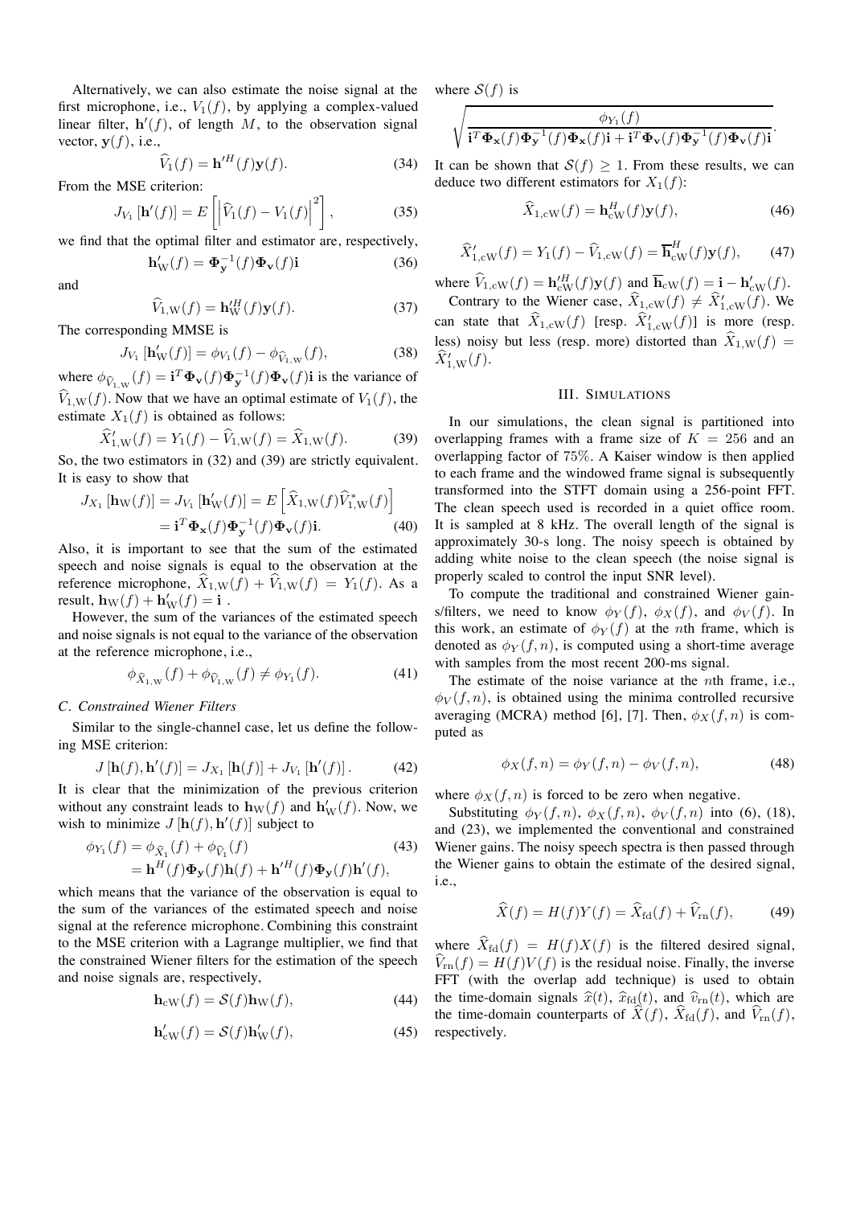Alternatively, we can also estimate the noise signal at the first microphone, i.e., $V_1(f)$, by applying a complex-valued linear filter, $\mathbf{h}'(f)$, of length $M$, to the observation signal vector, $\mathbf{y}(f)$, i.e.,

$$\widehat{V}_1(f) = \mathbf{h}'^H(f)\mathbf{y}(f). \tag{34}$$

From the MSE criterion:

$$J_{V_1}\left[\mathbf{h}'(f)\right] = E\left[\left|\widehat{V}_1(f) - V_1(f)\right|^2\right], \tag{35}$$

we find that the optimal filter and estimator are, respectively,

$$\mathbf{h}'_{\mathrm{W}}(f) = \mathbf{\Phi}_{\mathbf{y}}^{-1}(f)\mathbf{\Phi}_{\mathbf{v}}(f)\mathbf{i} \tag{36}$$

and

$$\widehat{V}_{1,\mathrm{W}}(f) = \mathbf{h}'^H_{\mathrm{W}}(f)\mathbf{y}(f). \tag{37}$$

The corresponding MMSE is

$$J_{V_1}\left[\mathbf{h}'_{\mathrm{W}}(f)\right] = \phi_{V_1}(f) - \phi_{\widehat{V}_{1,\mathrm{W}}}(f), \tag{38}$$

where $\phi_{\widehat{V}_{1,\mathrm{W}}}(f) = \mathbf{i}^T\mathbf{\Phi}_{\mathbf{v}}(f)\mathbf{\Phi}_{\mathbf{y}}^{-1}(f)\mathbf{\Phi}_{\mathbf{v}}(f)\mathbf{i}$ is the variance of $\widehat{V}_{1,\mathrm{W}}(f)$. Now that we have an optimal estimate of $V_1(f)$, the estimate $X_1(f)$ is obtained as follows:

$$\widehat{X}'_{1,\mathrm{W}}(f) = Y_1(f) - \widehat{V}_{1,\mathrm{W}}(f) = \widehat{X}_{1,\mathrm{W}}(f). \tag{39}$$

So, the two estimators in (32) and (39) are strictly equivalent. It is easy to show that

$$\begin{aligned} J_{X_1}\left[\mathbf{h}_{\mathrm{W}}(f)\right] = J_{V_1}\left[\mathbf{h}'_{\mathrm{W}}(f)\right] &= E\left[\widehat{X}_{1,\mathrm{W}}(f)\widehat{V}^*_{1,\mathrm{W}}(f)\right] \\ &= \mathbf{i}^T\mathbf{\Phi}_{\mathbf{x}}(f)\mathbf{\Phi}_{\mathbf{y}}^{-1}(f)\mathbf{\Phi}_{\mathbf{v}}(f)\mathbf{i}. \end{aligned} \tag{40}$$

Also, it is important to see that the sum of the estimated speech and noise signals is equal to the observation at the reference microphone, $\widehat{X}_{1,\mathrm{W}}(f) + \widehat{V}_{1,\mathrm{W}}(f) = Y_1(f)$. As a result, $\mathbf{h}_{\mathrm{W}}(f) + \mathbf{h}'_{\mathrm{W}}(f) = \mathbf{i}$ .

However, the sum of the variances of the estimated speech and noise signals is not equal to the variance of the observation at the reference microphone, i.e.,

$$\phi_{\widehat{X}_{1,\mathrm{W}}}(f) + \phi_{\widehat{V}_{1,\mathrm{W}}}(f) \neq \phi_{Y_1}(f). \tag{41}$$

### *C. Constrained Wiener Filters*

Similar to the single-channel case, let us define the following MSE criterion:

$$J\left[\mathbf{h}(f), \mathbf{h}'(f)\right] = J_{X_1}\left[\mathbf{h}(f)\right] + J_{V_1}\left[\mathbf{h}'(f)\right]. \tag{42}$$

It is clear that the minimization of the previous criterion without any constraint leads to $\mathbf{h}_{\mathrm{W}}(f)$ and $\mathbf{h}'_{\mathrm{W}}(f)$. Now, we wish to minimize $J\left[\mathbf{h}(f), \mathbf{h}'(f)\right]$ subject to

$$\begin{aligned} \phi_{Y_1}(f) &= \phi_{\widehat{X}_1}(f) + \phi_{\widehat{V}_1}(f) \\ &= \mathbf{h}^H(f)\mathbf{\Phi}_{\mathbf{y}}(f)\mathbf{h}(f) + \mathbf{h}'^H(f)\mathbf{\Phi}_{\mathbf{y}}(f)\mathbf{h}'(f), \end{aligned} \tag{43}$$

which means that the variance of the observation is equal to the sum of the variances of the estimated speech and noise signal at the reference microphone. Combining this constraint to the MSE criterion with a Lagrange multiplier, we find that the constrained Wiener filters for the estimation of the speech and noise signals are, respectively,

$$\mathbf{h}_{\mathrm{cW}}(f) = \mathcal{S}(f)\mathbf{h}_{\mathrm{W}}(f), \tag{44}$$

$$\mathbf{h}'_{\mathrm{cW}}(f) = \mathcal{S}(f)\mathbf{h}'_{\mathrm{W}}(f), \tag{45}$$

where $\mathcal{S}(f)$ is

$$\sqrt{\frac{\phi_{Y_1}(f)}{\mathbf{i}^T\mathbf{\Phi}_{\mathbf{x}}(f)\mathbf{\Phi}_{\mathbf{y}}^{-1}(f)\mathbf{\Phi}_{\mathbf{x}}(f)\mathbf{i} + \mathbf{i}^T\mathbf{\Phi}_{\mathbf{v}}(f)\mathbf{\Phi}_{\mathbf{y}}^{-1}(f)\mathbf{\Phi}_{\mathbf{v}}(f)\mathbf{i}}}.$$

It can be shown that $\mathcal{S}(f) \geq 1$. From these results, we can deduce two different estimators for $X_1(f)$:

$$\widehat{X}_{1,\mathrm{cW}}(f) = \mathbf{h}^H_{\mathrm{cW}}(f)\mathbf{y}(f), \tag{46}$$

$$\widehat{X}'_{1,\mathrm{cW}}(f) = Y_1(f) - \widehat{V}_{1,\mathrm{cW}}(f) = \overline{\mathbf{h}}^H_{\mathrm{cW}}(f)\mathbf{y}(f), \tag{47}$$

where $\widehat{V}_{1,\mathrm{cW}}(f) = \mathbf{h}'^H_{\mathrm{cW}}(f)\mathbf{y}(f)$ and $\overline{\mathbf{h}}_{\mathrm{cW}}(f) = \mathbf{i} - \mathbf{h}'_{\mathrm{cW}}(f)$.

Contrary to the Wiener case, $\widehat{X}_{1,\mathrm{cW}}(f) \neq \widehat{X}'_{1,\mathrm{cW}}(f)$. We can state that $\widehat{X}_{1,\mathrm{cW}}(f)$ [resp. $\widehat{X}'_{1,\mathrm{cW}}(f)$] is more (resp. less) noisy but less (resp. more) distorted than $\widehat{X}_{1,\mathrm{W}}(f) = \widehat{X}'_{1,\mathrm{W}}(f)$.

## III. Simulations

In our simulations, the clean signal is partitioned into overlapping frames with a frame size of $K = 256$ and an overlapping factor of 75%. A Kaiser window is then applied to each frame and the windowed frame signal is subsequently transformed into the STFT domain using a 256-point FFT. The clean speech used is recorded in a quiet office room. It is sampled at 8 kHz. The overall length of the signal is approximately 30-s long. The noisy speech is obtained by adding white noise to the clean speech (the noise signal is properly scaled to control the input SNR level).

To compute the traditional and constrained Wiener gains/filters, we need to know $\phi_Y(f)$, $\phi_X(f)$, and $\phi_V(f)$. In this work, an estimate of $\phi_Y(f)$ at the $n$th frame, which is denoted as $\phi_Y(f,n)$, is computed using a short-time average with samples from the most recent 200-ms signal.

The estimate of the noise variance at the $n$th frame, i.e., $\phi_V(f,n)$, is obtained using the minima controlled recursive averaging (MCRA) method [6], [7]. Then, $\phi_X(f,n)$ is computed as

$$\phi_X(f,n) = \phi_Y(f,n) - \phi_V(f,n), \tag{48}$$

where $\phi_X(f,n)$ is forced to be zero when negative.

Substituting $\phi_Y(f,n)$, $\phi_X(f,n)$, $\phi_V(f,n)$ into (6), (18), and (23), we implemented the conventional and constrained Wiener gains. The noisy speech spectra is then passed through the Wiener gains to obtain the estimate of the desired signal, i.e.,

$$\widehat{X}(f) = H(f)Y(f) = \widehat{X}_{\mathrm{fd}}(f) + \widehat{V}_{\mathrm{rn}}(f), \tag{49}$$

where $\widehat{X}_{\mathrm{fd}}(f) = H(f)X(f)$ is the filtered desired signal, $\widehat{V}_{\mathrm{rn}}(f) = H(f)V(f)$ is the residual noise. Finally, the inverse FFT (with the overlap add technique) is used to obtain the time-domain signals $\widehat{x}(t)$, $\widehat{x}_{\mathrm{fd}}(t)$, and $\widehat{v}_{\mathrm{rn}}(t)$, which are the time-domain counterparts of $\widehat{X}(f)$, $\widehat{X}_{\mathrm{fd}}(f)$, and $\widehat{V}_{\mathrm{rn}}(f)$, respectively.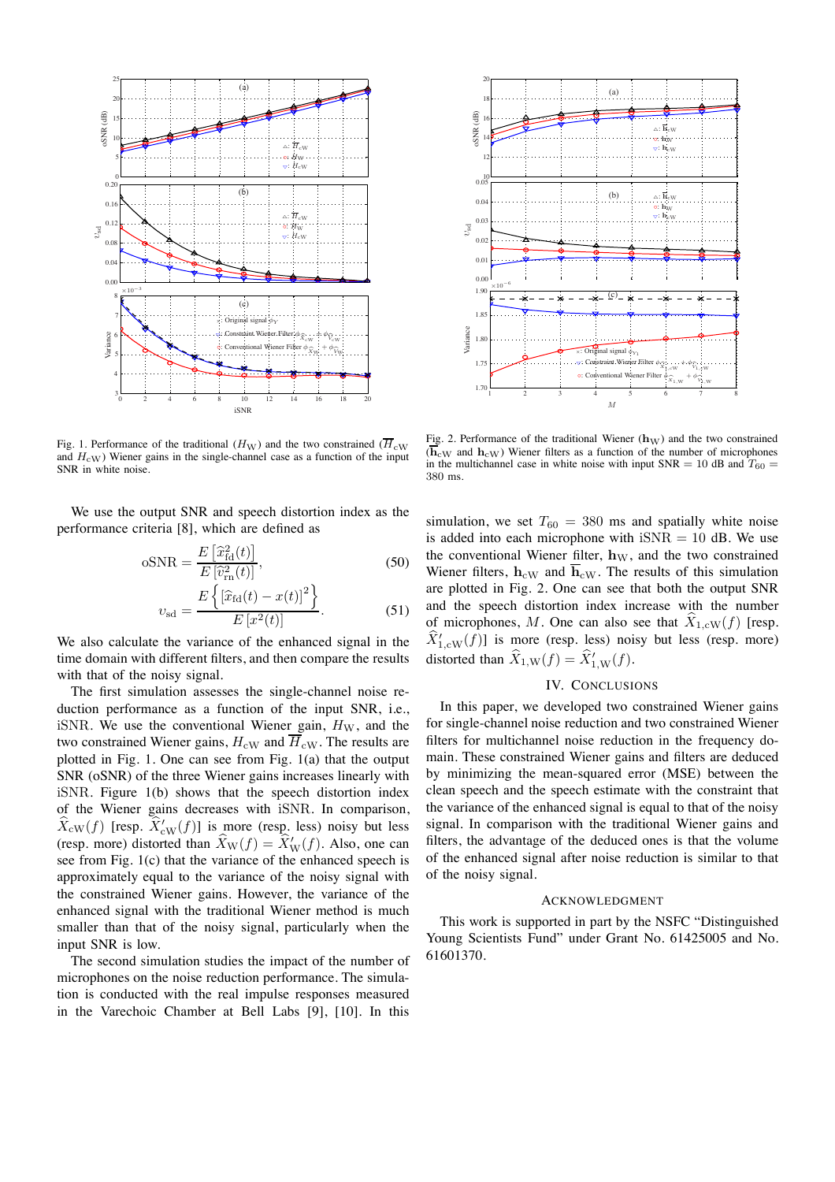Fig. 1. Performance of the traditional ($H_{\mathrm{W}}$) and the two constrained ($\overline{H}_{\mathrm{cW}}$ and $H_{\mathrm{cW}}$) Wiener gains in the single-channel case as a function of the input SNR in white noise.

Fig. 2. Performance of the traditional Wiener ($\mathbf{h}_{\mathrm{W}}$) and the two constrained ($\overline{\mathbf{h}}_{\mathrm{cW}}$ and $\mathbf{h}_{\mathrm{cW}}$) Wiener filters as a function of the number of microphones in the multichannel case in white noise with input SNR = 10 dB and $T_{60}$ = 380 ms.

We use the output SNR and speech distortion index as the performance criteria [8], which are defined as

$$\mathrm{oSNR} = \frac{E\left[\widehat{x}_{\mathrm{fd}}^2(t)\right]}{E\left[\widehat{v}_{\mathrm{rn}}^2(t)\right]}, \tag{50}$$

$$\upsilon_{\mathrm{sd}} = \frac{E\left\{\left[\widehat{x}_{\mathrm{fd}}(t) - x(t)\right]^2\right\}}{E\left[x^2(t)\right]}. \tag{51}$$

We also calculate the variance of the enhanced signal in the time domain with different filters, and then compare the results with that of the noisy signal.

The first simulation assesses the single-channel noise reduction performance as a function of the input SNR, i.e., iSNR. We use the conventional Wiener gain, $H_{\mathrm{W}}$, and the two constrained Wiener gains, $H_{\mathrm{cW}}$ and $\overline{H}_{\mathrm{cW}}$. The results are plotted in Fig. 1. One can see from Fig. 1(a) that the output SNR (oSNR) of the three Wiener gains increases linearly with iSNR. Figure 1(b) shows that the speech distortion index of the Wiener gains decreases with iSNR. In comparison, $\widehat{X}_{\mathrm{cW}}(f)$ [resp. $\widehat{X}'_{\mathrm{cW}}(f)$] is more (resp. less) noisy but less (resp. more) distorted than $\widehat{X}_{\mathrm{W}}(f) = \widehat{X}'_{\mathrm{W}}(f)$. Also, one can see from Fig. 1(c) that the variance of the enhanced speech is approximately equal to the variance of the noisy signal with the constrained Wiener gains. However, the variance of the enhanced signal with the traditional Wiener method is much smaller than that of the noisy signal, particularly when the input SNR is low.

The second simulation studies the impact of the number of microphones on the noise reduction performance. The simulation is conducted with the real impulse responses measured in the Varechoic Chamber at Bell Labs [9], [10]. In this simulation, we set $T_{60} = 380$ ms and spatially white noise is added into each microphone with iSNR = 10 dB. We use the conventional Wiener filter, $\mathbf{h}_{\mathrm{W}}$, and the two constrained Wiener filters, $\mathbf{h}_{\mathrm{cW}}$ and $\overline{\mathbf{h}}_{\mathrm{cW}}$. The results of this simulation are plotted in Fig. 2. One can see that both the output SNR and the speech distortion index increase with the number of microphones, $M$. One can also see that $\widehat{X}_{1,\mathrm{cW}}(f)$ [resp. $\widehat{X}'_{1,\mathrm{cW}}(f)$] is more (resp. less) noisy but less (resp. more) distorted than $\widehat{X}_{1,\mathrm{W}}(f) = \widehat{X}'_{1,\mathrm{W}}(f)$.

## IV. Conclusions

In this paper, we developed two constrained Wiener gains for single-channel noise reduction and two constrained Wiener filters for multichannel noise reduction in the frequency domain. These constrained Wiener gains and filters are deduced by minimizing the mean-squared error (MSE) between the clean speech and the speech estimate with the constraint that the variance of the enhanced signal is equal to that of the noisy signal. In comparison with the traditional Wiener gains and filters, the advantage of the deduced ones is that the volume of the enhanced signal after noise reduction is similar to that of the noisy signal.

## Acknowledgment

This work is supported in part by the NSFC "Distinguished Young Scientists Fund" under Grant No. 61425005 and No. 61601370.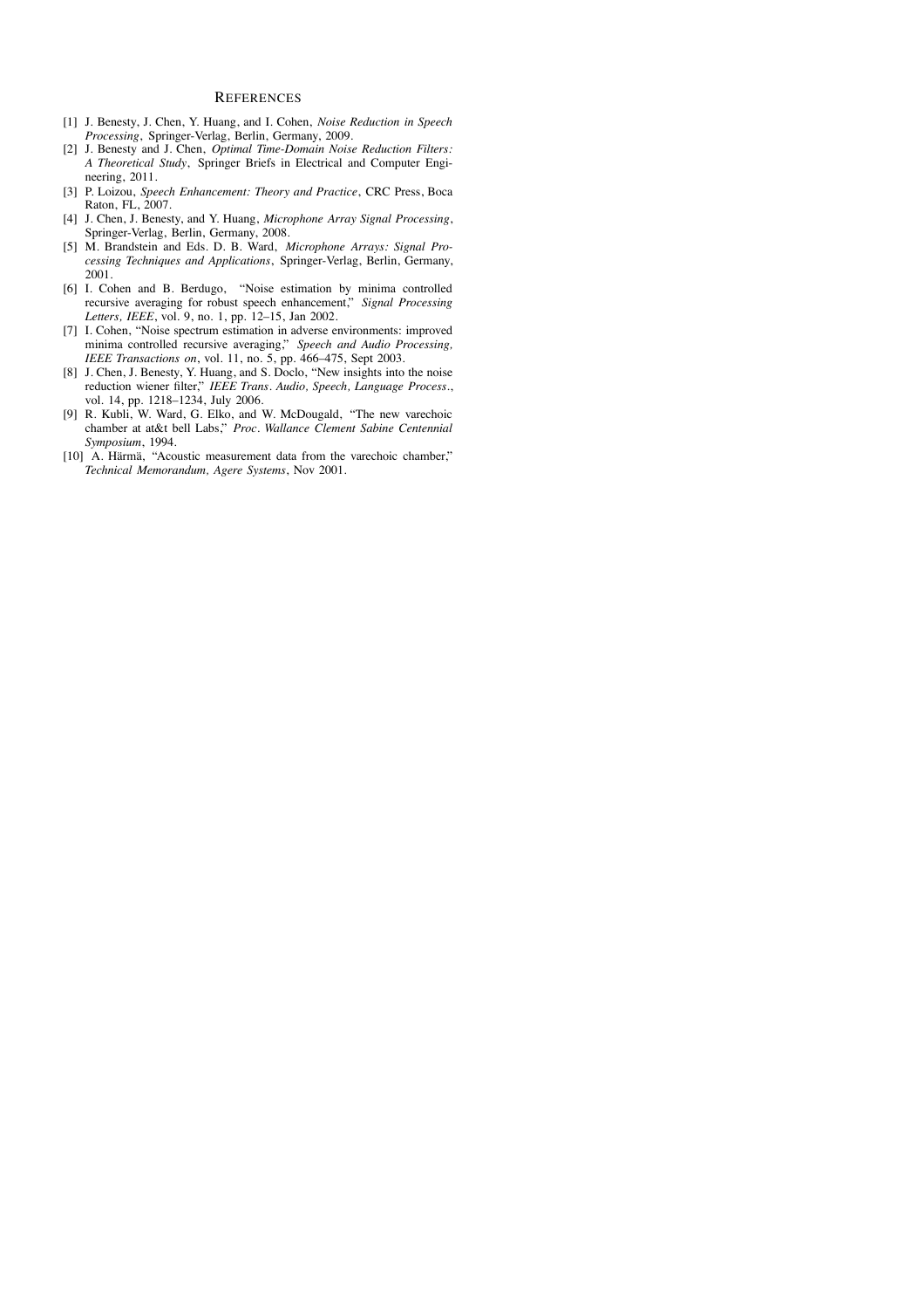# REFERENCES

[1] J. Benesty, J. Chen, Y. Huang, and I. Cohen, *Noise Reduction in Speech Processing*, Springer-Verlag, Berlin, Germany, 2009.

[2] J. Benesty and J. Chen, *Optimal Time-Domain Noise Reduction Filters: A Theoretical Study*, Springer Briefs in Electrical and Computer Engineering, 2011.

[3] P. Loizou, *Speech Enhancement: Theory and Practice*, CRC Press, Boca Raton, FL, 2007.

[4] J. Chen, J. Benesty, and Y. Huang, *Microphone Array Signal Processing*, Springer-Verlag, Berlin, Germany, 2008.

[5] M. Brandstein and Eds. D. B. Ward, *Microphone Arrays: Signal Processing Techniques and Applications*, Springer-Verlag, Berlin, Germany, 2001.

[6] I. Cohen and B. Berdugo, "Noise estimation by minima controlled recursive averaging for robust speech enhancement," *Signal Processing Letters, IEEE*, vol. 9, no. 1, pp. 12–15, Jan 2002.

[7] I. Cohen, "Noise spectrum estimation in adverse environments: improved minima controlled recursive averaging," *Speech and Audio Processing, IEEE Transactions on*, vol. 11, no. 5, pp. 466–475, Sept 2003.

[8] J. Chen, J. Benesty, Y. Huang, and S. Doclo, "New insights into the noise reduction wiener filter," *IEEE Trans. Audio, Speech, Language Process.*, vol. 14, pp. 1218–1234, July 2006.

[9] R. Kubli, W. Ward, G. Elko, and W. McDougald, "The new varechoic chamber at at&t bell Labs," *Proc. Wallance Clement Sabine Centennial Symposium*, 1994.

[10] A. Härmä, "Acoustic measurement data from the varechoic chamber," *Technical Memorandum, Agere Systems*, Nov 2001.